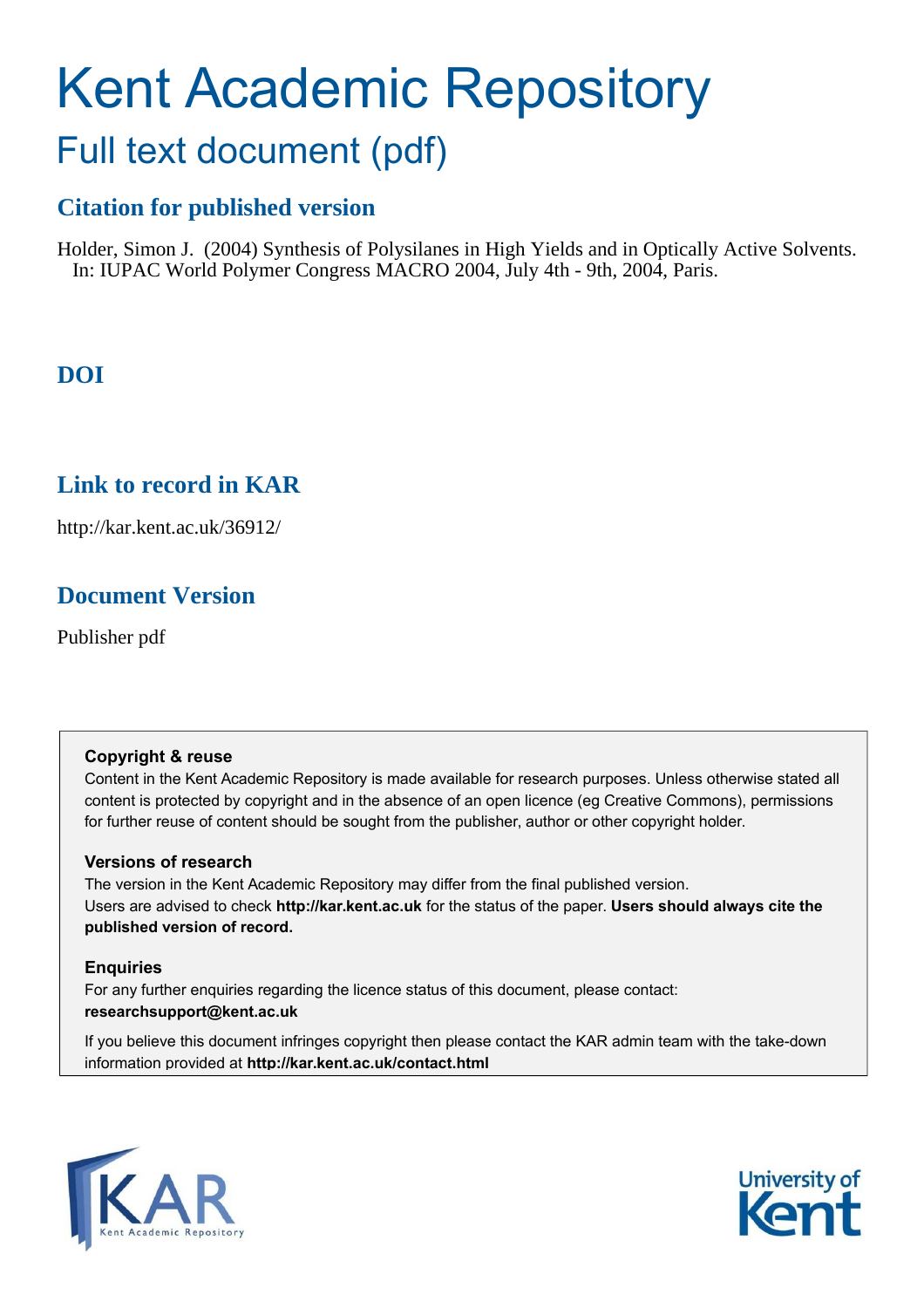# Kent Academic Repository

## Full text document (pdf)

### Citation for published version

Holder, Simon J. (2004) Synthesis of Polysilanes in High Yields and in Optically Active Solvents. In: IUPAC World Polymer Congress MACRO 2004, July 4th - 9th, 2004, Paris.

### DOI

### Link to record in KAR

http://kar.kent.ac.uk/36912/

### Document Version

Publisher pdf

**Copyright & reuse**

Content in the Kent Academic Repository is made available for research purposes. Unless otherwise stated all content is protected by copyright and in the absence of an open licence (eg Creative Commons), permissions for further reuse of content should be sought from the publisher, author or other copyright holder.

**Versions of research**

The version in the Kent Academic Repository may differ from the final published version. Users are advised to check **http://kar.kent.ac.uk** for the status of the paper. **Users should always cite the published version of record.**

**Enquiries**

For any further enquiries regarding the licence status of this document, please contact: **researchsupport@kent.ac.uk**

If you believe this document infringes copyright then please contact the KAR admin team with the take-down information provided at **http://kar.kent.ac.uk/contact.html**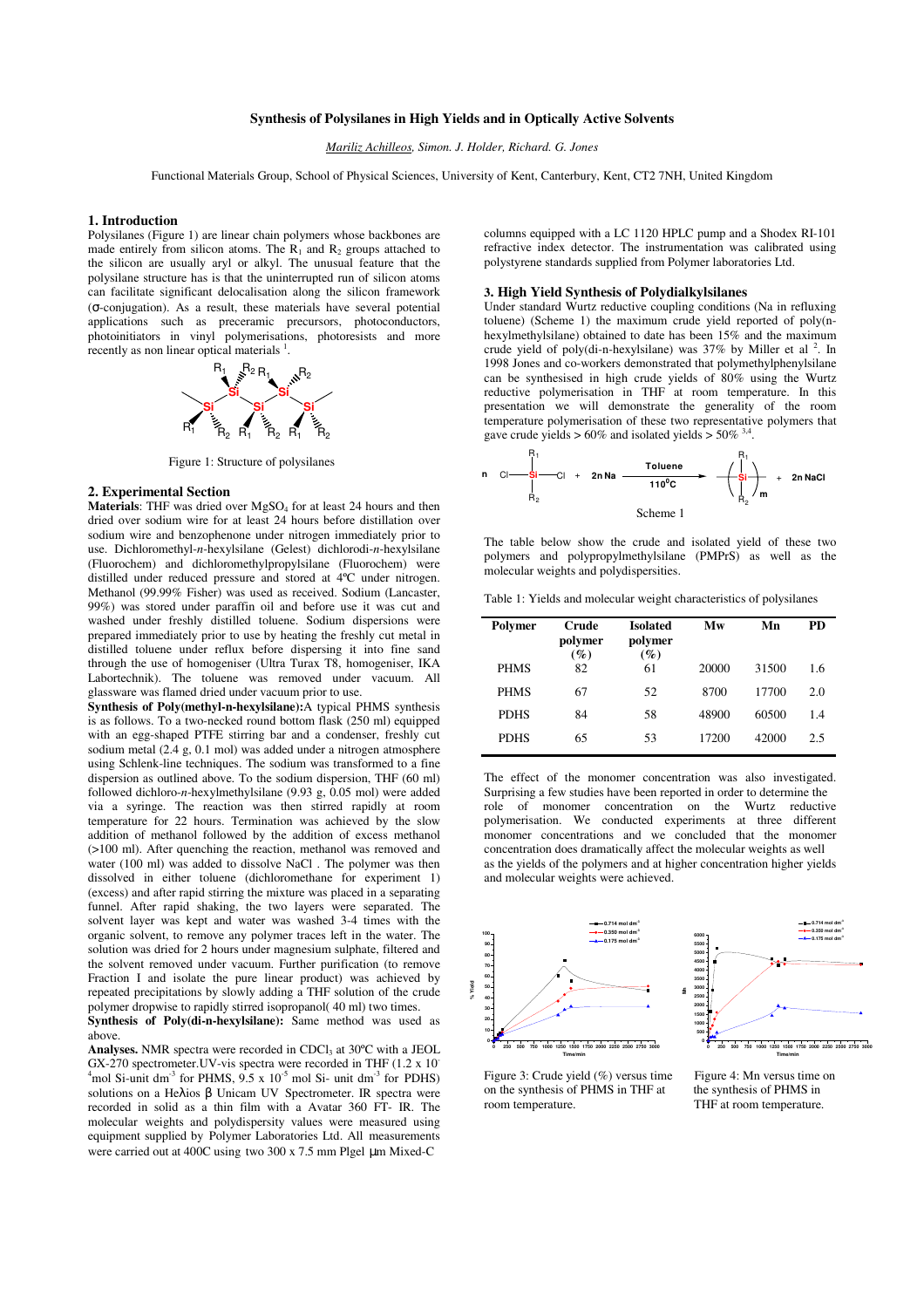# Synthesis of Polysilanes in High Yields and in Optically Active Solvents

*Mariliz Achilleos, Simon. J. Holder, Richard. G. Jones*

Functional Materials Group, School of Physical Sciences, University of Kent, Canterbury, Kent, CT2 7NH, United Kingdom

## 1. Introduction

Polysilanes (Figure 1) are linear chain polymers whose backbones are made entirely from silicon atoms. The $R_1$ and $R_2$ groups attached to the silicon are usually aryl or alkyl. The unusual feature that the polysilane structure has is that the uninterrupted run of silicon atoms can facilitate significant delocalisation along the silicon framework (σ-conjugation). As a result, these materials have several potential applications such as preceramic precursors, photoconductors, photoinitiators in vinyl polymerisations, photoresists and more recently as non linear optical materials [1].

Figure 1: Structure of polysilanes

## 2. Experimental Section

**Materials**: THF was dried over $MgSO_4$ for at least 24 hours and then dried over sodium wire for at least 24 hours before distillation over sodium wire and benzophenone under nitrogen immediately prior to use. Dichloromethyl-*n*-hexylsilane (Gelest) dichlorodi-*n*-hexylsilane (Fluorochem) and dichloromethylpropylsilane (Fluorochem) were distilled under reduced pressure and stored at 4ºC under nitrogen. Methanol (99.99% Fisher) was used as received. Sodium (Lancaster, 99%) was stored under paraffin oil and before use it was cut and washed under freshly distilled toluene. Sodium dispersions were prepared immediately prior to use by heating the freshly cut metal in distilled toluene under reflux before dispersing it into fine sand through the use of homogeniser (Ultra Turax T8, homogeniser, IKA Labortechnik). The toluene was removed under vacuum. All glassware was flamed dried under vacuum prior to use.

**Synthesis of Poly(methyl-n-hexylsilane):** A typical PHMS synthesis is as follows. To a two-necked round bottom flask (250 ml) equipped with an egg-shaped PTFE stirring bar and a condenser, freshly cut sodium metal (2.4 g, 0.1 mol) was added under a nitrogen atmosphere using Schlenk-line techniques. The sodium was transformed to a fine dispersion as outlined above. To the sodium dispersion, THF (60 ml) followed dichloro-*n*-hexylmethylsilane (9.93 g, 0.05 mol) were added via a syringe. The reaction was then stirred rapidly at room temperature for 22 hours. Termination was achieved by the slow addition of methanol followed by the addition of excess methanol (>100 ml). After quenching the reaction, methanol was removed and water (100 ml) was added to dissolve NaCl . The polymer was then dissolved in either toluene (dichloromethane for experiment 1) (excess) and after rapid stirring the mixture was placed in a separating funnel. After rapid shaking, the two layers were separated. The solvent layer was kept and water was washed 3-4 times with the organic solvent, to remove any polymer traces left in the water. The solution was dried for 2 hours under magnesium sulphate, filtered and the solvent removed under vacuum. Further purification (to remove Fraction I and isolate the pure linear product) was achieved by repeated precipitations by slowly adding a THF solution of the crude polymer dropwise to rapidly stirred isopropanol( 40 ml) two times.

**Synthesis of Poly(di-n-hexylsilane):** Same method was used as above.

**Analyses.** NMR spectra were recorded in $CDCl_3$ at 30ºC with a JEOL GX-270 spectrometer.UV-vis spectra were recorded in THF ($1.2 \times 10^{-4}$ mol Si-unit $dm^{-3}$ for PHMS, $9.5 \times 10^{-5}$ mol Si- unit $dm^{-3}$ for PDHS) solutions on a Heλios β Unicam UV Spectrometer. IR spectra were recorded in solid as a thin film with a Avatar 360 FT- IR. The molecular weights and polydispersity values were measured using equipment supplied by Polymer Laboratories Ltd. All measurements were carried out at 400C using two 300 x 7.5 mm Plgel µm Mixed-C columns equipped with a LC 1120 HPLC pump and a Shodex RI-101 refractive index detector. The instrumentation was calibrated using polystyrene standards supplied from Polymer laboratories Ltd.

## 3. High Yield Synthesis of Polydialkylsilanes

Under standard Wurtz reductive coupling conditions (Na in refluxing toluene) (Scheme 1) the maximum crude yield reported of poly(n-hexylmethylsilane) obtained to date has been 15% and the maximum crude yield of poly(di-n-hexylsilane) was 37% by Miller et al [2]. In 1998 Jones and co-workers demonstrated that polymethylphenylsilane can be synthesised in high crude yields of 80% using the Wurtz reductive polymerisation in THF at room temperature. In this presentation we will demonstrate the generality of the room temperature polymerisation of these two representative polymers that gave crude yields > 60% and isolated yields > 50% [3,4].

$$n\ Cl-Si(R_1)(R_2)-Cl + 2n\ Na \xrightarrow[110^0C]{Toluene} -(Si(R_1)(R_2))_m- + 2n\ NaCl$$

Scheme 1

The table below show the crude and isolated yield of these two polymers and polypropylmethylsilane (PMPrS) as well as the molecular weights and polydispersities.

Table 1: Yields and molecular weight characteristics of polysilanes

| Polymer | Crude polymer (%) | Isolated polymer (%) | Mw | Mn | PD |
|---|---|---|---|---|---|
| PHMS | 82 | 61 | 20000 | 31500 | 1.6 |
| PHMS | 67 | 52 | 8700 | 17700 | 2.0 |
| PDHS | 84 | 58 | 48900 | 60500 | 1.4 |
| PDHS | 65 | 53 | 17200 | 42000 | 2.5 |

The effect of the monomer concentration was also investigated. Surprising a few studies have been reported in order to determine the role of monomer concentration on the Wurtz reductive polymerisation. We conducted experiments at three different monomer concentrations and we concluded that the monomer concentration does dramatically affect the molecular weights as well as the yields of the polymers and at higher concentration higher yields and molecular weights were achieved.

Figure 3: Crude yield (%) versus time on the synthesis of PHMS in THF at room temperature.

Figure 4: Mn versus time on the synthesis of PHMS in THF at room temperature.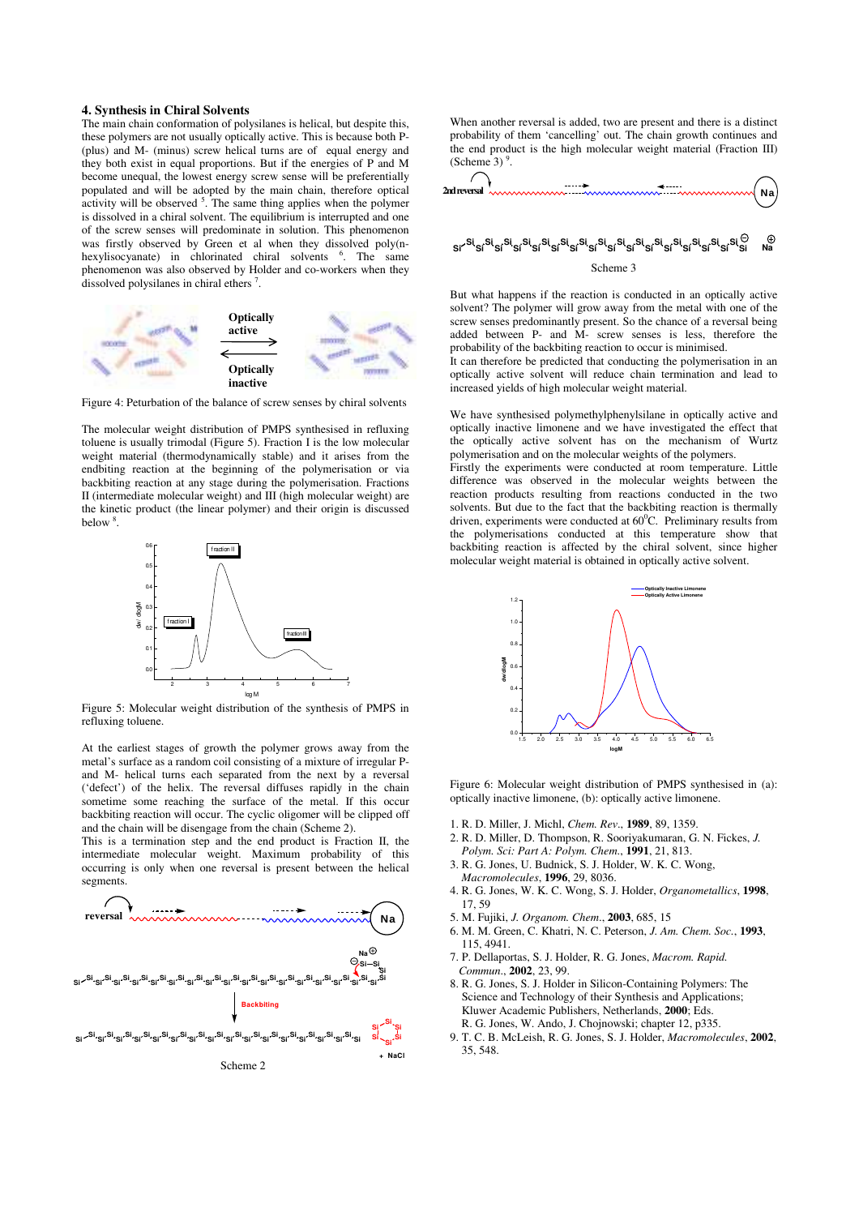## 4. Synthesis in Chiral Solvents

The main chain conformation of polysilanes is helical, but despite this, these polymers are not usually optically active. This is because both P- (plus) and M- (minus) screw helical turns are of equal energy and they both exist in equal proportions. But if the energies of P and M become unequal, the lowest energy screw sense will be preferentially populated and will be adopted by the main chain, therefore optical activity will be observed [5]. The same thing applies when the polymer is dissolved in a chiral solvent. The equilibrium is interrupted and one of the screw senses will predominate in solution. This phenomenon was firstly observed by Green et al when they dissolved poly(n-hexylisocyanate) in chlorinated chiral solvents [6]. The same phenomenon was also observed by Holder and co-workers when they dissolved polysilanes in chiral ethers [7].

Optically active

Optically inactive

M

Figure 4: Peturbation of the balance of screw senses by chiral solvents

The molecular weight distribution of PMPS synthesised in refluxing toluene is usually trimodal (Figure 5). Fraction I is the low molecular weight material (thermodynamically stable) and it arises from the endbiting reaction at the beginning of the polymerisation or via backbiting reaction at any stage during the polymerisation. Fractions II (intermediate molecular weight) and III (high molecular weight) are the kinetic product (the linear polymer) and their origin is discussed below [8].

fraction I

fraction II

fraction III

dw/ dlogM

log M

0.0 0.1 0.2 0.3 0.4 0.5 0.6

2 3 4 5 6 7

Figure 5: Molecular weight distribution of the synthesis of PMPS in refluxing toluene.

At the earliest stages of growth the polymer grows away from the metal's surface as a random coil consisting of a mixture of irregular P- and M- helical turns each separated from the next by a reversal ('defect') of the helix. The reversal diffuses rapidly in the chain sometime some reaching the surface of the metal. If this occur backbiting reaction will occur. The cyclic oligomer will be clipped off and the chain will be disengage from the chain (Scheme 2).

This is a termination step and the end product is Fraction II, the intermediate molecular weight. Maximum probability of this occurring is only when one reversal is present between the helical segments.

reversal

Na

Backbiting

+ NaCl

Scheme 2

When another reversal is added, two are present and there is a distinct probability of them 'cancelling' out. The chain growth continues and the end product is the high molecular weight material (Fraction III) (Scheme 3) [9].

2nd reversal

Na

Scheme 3

But what happens if the reaction is conducted in an optically active solvent? The polymer will grow away from the metal with one of the screw senses predominantly present. So the chance of a reversal being added between P- and M- screw senses is less, therefore the probability of the backbiting reaction to occur is minimised.

It can therefore be predicted that conducting the polymerisation in an optically active solvent will reduce chain termination and lead to increased yields of high molecular weight material.

We have synthesised polymethylphenylsilane in optically active and optically inactive limonene and we have investigated the effect that the optically active solvent has on the mechanism of Wurtz polymerisation and on the molecular weights of the polymers.

Firstly the experiments were conducted at room temperature. Little difference was observed in the molecular weights between the reaction products resulting from reactions conducted in the two solvents. But due to the fact that the backbiting reaction is thermally driven, experiments were conducted at 60$^0$C. Preliminary results from the polymerisations conducted at this temperature show that backbiting reaction is affected by the chiral solvent, since higher molecular weight material is obtained in optically active solvent.

Optically Inactive Limonene

Optically Active Limonene

dw/dlogM

logM

0.0 0.2 0.4 0.6 0.8 1.0 1.2

1.5 2.0 2.5 3.0 3.5 4.0 4.5 5.0 5.5 6.0 6.5

Figure 6: Molecular weight distribution of PMPS synthesised in (a): optically inactive limonene, (b): optically active limonene.

1. R. D. Miller, J. Michl, *Chem. Rev*., **1989**, 89, 1359.
2. R. D. Miller, D. Thompson, R. Sooriyakumaran, G. N. Fickes, *J. Polym. Sci: Part A: Polym. Chem.*, **1991**, 21, 813.
3. R. G. Jones, U. Budnick, S. J. Holder, W. K. C. Wong, *Macromolecules*, **1996**, 29, 8036.
4. R. G. Jones, W. K. C. Wong, S. J. Holder, *Organometallics*, **1998**, 17, 59
5. M. Fujiki, *J. Organom. Chem*., **2003**, 685, 15
6. M. M. Green, C. Khatri, N. C. Peterson, *J. Am. Chem. Soc.*, **1993**, 115, 4941.
7. P. Dellaportas, S. J. Holder, R. G. Jones, *Macrom. Rapid. Commun*., **2002**, 23, 99.
8. R. G. Jones, S. J. Holder in Silicon-Containing Polymers: The Science and Technology of their Synthesis and Applications; Kluwer Academic Publishers, Netherlands, **2000**; Eds. R. G. Jones, W. Ando, J. Chojnowski; chapter 12, p335.
9. T. C. B. McLeish, R. G. Jones, S. J. Holder, *Macromolecules*, **2002**, 35, 548.